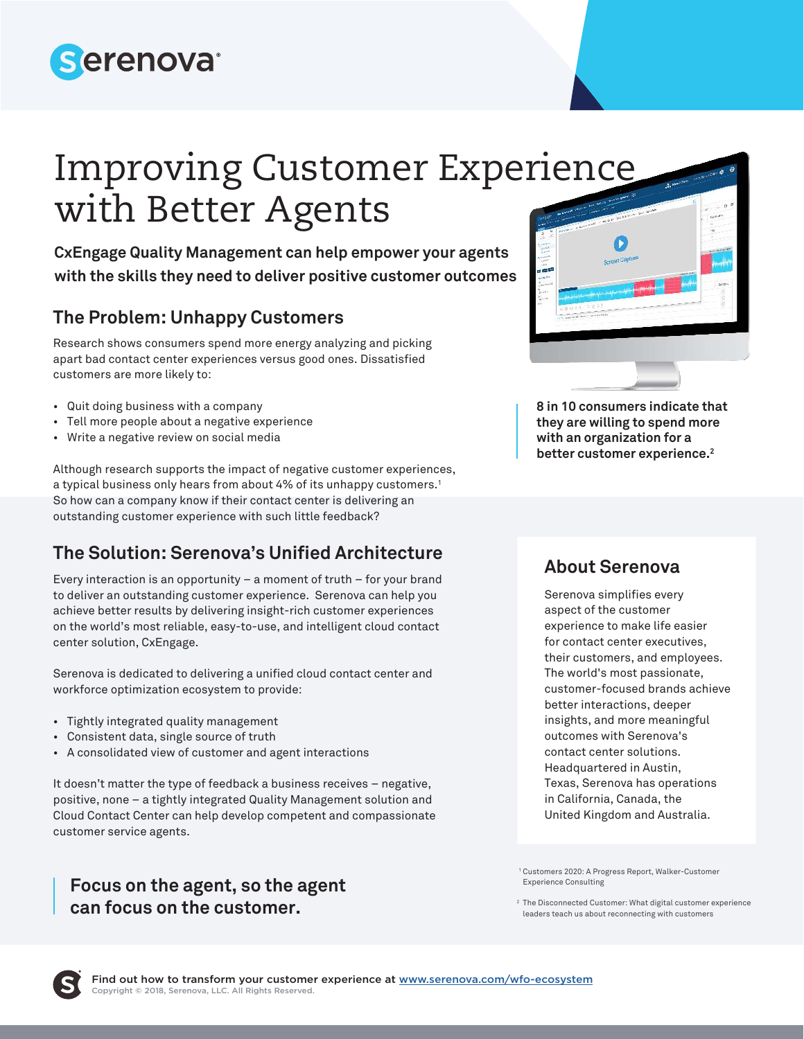# Improving Customer Experience with Better Agents

**CxEngage Quality Management can help empower your agents with the skills they need to deliver positive customer outcomes**

## The Problem: Unhappy Customers

Research shows consumers spend more energy analyzing and picking apart bad contact center experiences versus good ones. Dissatisfied customers are more likely to:

- Quit doing business with a company
- Tell more people about a negative experience
- Write a negative review on social media

Although research supports the impact of negative customer experiences, a typical business only hears from about 4% of its unhappy customers.[1] So how can a company know if their contact center is delivering an outstanding customer experience with such little feedback?

**8 in 10 consumers indicate that they are willing to spend more with an organization for a better customer experience.[2]**

## The Solution: Serenova's Unified Architecture

Every interaction is an opportunity – a moment of truth – for your brand to deliver an outstanding customer experience. Serenova can help you achieve better results by delivering insight-rich customer experiences on the world's most reliable, easy-to-use, and intelligent cloud contact center solution, CxEngage.

Serenova is dedicated to delivering a unified cloud contact center and workforce optimization ecosystem to provide:

- Tightly integrated quality management
- Consistent data, single source of truth
- A consolidated view of customer and agent interactions

It doesn't matter the type of feedback a business receives – negative, positive, none – a tightly integrated Quality Management solution and Cloud Contact Center can help develop competent and compassionate customer service agents.

**Focus on the agent, so the agent can focus on the customer.**

## About Serenova

Serenova simplifies every aspect of the customer experience to make life easier for contact center executives, their customers, and employees. The world's most passionate, customer-focused brands achieve better interactions, deeper insights, and more meaningful outcomes with Serenova's contact center solutions. Headquartered in Austin, Texas, Serenova has operations in California, Canada, the United Kingdom and Australia.

[1] Customers 2020: A Progress Report, Walker-Customer Experience Consulting

[2] The Disconnected Customer: What digital customer experience leaders teach us about reconnecting with customers

Find out how to transform your customer experience at www.serenova.com/wfo-ecosystem

Copyright © 2018, Serenova, LLC. All Rights Reserved.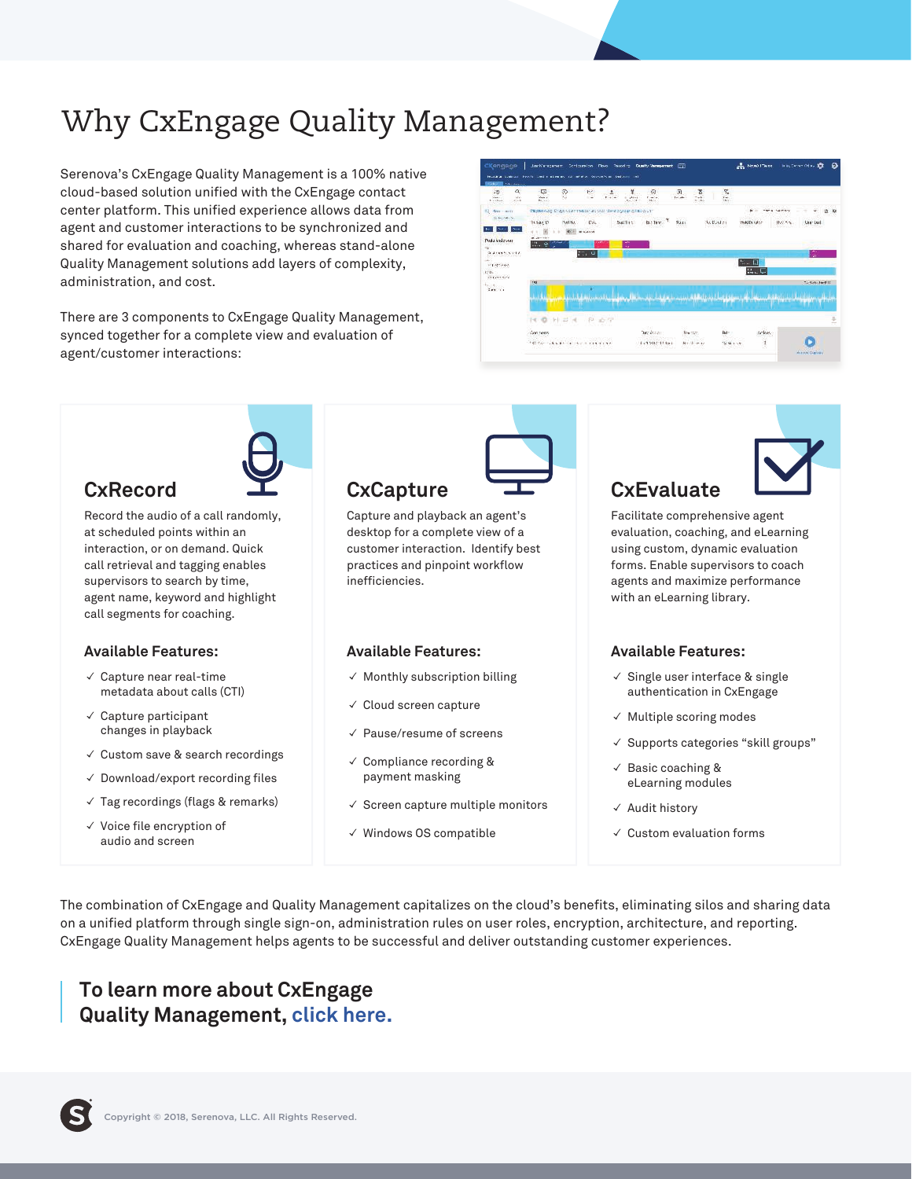# Why CxEngage Quality Management?

Serenova's CxEngage Quality Management is a 100% native cloud-based solution unified with the CxEngage contact center platform. This unified experience allows data from agent and customer interactions to be synchronized and shared for evaluation and coaching, whereas stand-alone Quality Management solutions add layers of complexity, administration, and cost.

There are 3 components to CxEngage Quality Management, synced together for a complete view and evaluation of agent/customer interactions:

## CxRecord

Record the audio of a call randomly, at scheduled points within an interaction, or on demand. Quick call retrieval and tagging enables supervisors to search by time, agent name, keyword and highlight call segments for coaching.

### Available Features:

- ✓ Capture near real-time metadata about calls (CTI)
- ✓ Capture participant changes in playback
- ✓ Custom save & search recordings
- ✓ Download/export recording files
- ✓ Tag recordings (flags & remarks)
- ✓ Voice file encryption of audio and screen

## CxCapture

Capture and playback an agent's desktop for a complete view of a customer interaction. Identify best practices and pinpoint workflow inefficiencies.

### Available Features:

- ✓ Monthly subscription billing
- ✓ Cloud screen capture
- ✓ Pause/resume of screens
- ✓ Compliance recording & payment masking
- ✓ Screen capture multiple monitors
- ✓ Windows OS compatible

## CxEvaluate

Facilitate comprehensive agent evaluation, coaching, and eLearning using custom, dynamic evaluation forms. Enable supervisors to coach agents and maximize performance with an eLearning library.

### Available Features:

- ✓ Single user interface & single authentication in CxEngage
- ✓ Multiple scoring modes
- ✓ Supports categories "skill groups"
- ✓ Basic coaching & eLearning modules
- ✓ Audit history
- ✓ Custom evaluation forms

The combination of CxEngage and Quality Management capitalizes on the cloud's benefits, eliminating silos and sharing data on a unified platform through single sign-on, administration rules on user roles, encryption, architecture, and reporting. CxEngage Quality Management helps agents to be successful and deliver outstanding customer experiences.

**To learn more about CxEngage Quality Management, click here.**

Copyright © 2018, Serenova, LLC. All Rights Reserved.